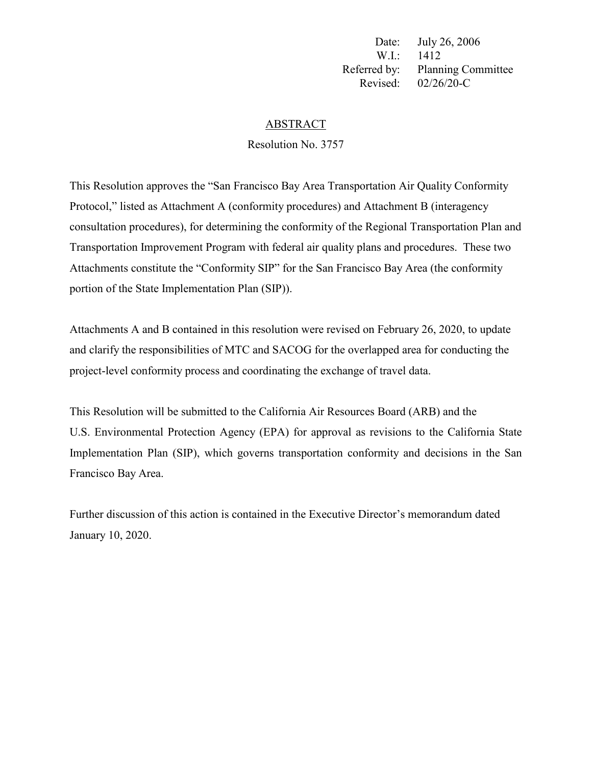Date: July 26, 2006
W.I.: 1412
Referred by: Planning Committee
Revised: 02/26/20-C

## ABSTRACT

### Resolution No. 3757

This Resolution approves the "San Francisco Bay Area Transportation Air Quality Conformity Protocol," listed as Attachment A (conformity procedures) and Attachment B (interagency consultation procedures), for determining the conformity of the Regional Transportation Plan and Transportation Improvement Program with federal air quality plans and procedures. These two Attachments constitute the "Conformity SIP" for the San Francisco Bay Area (the conformity portion of the State Implementation Plan (SIP)).

Attachments A and B contained in this resolution were revised on February 26, 2020, to update and clarify the responsibilities of MTC and SACOG for the overlapped area for conducting the project-level conformity process and coordinating the exchange of travel data.

This Resolution will be submitted to the California Air Resources Board (ARB) and the U.S. Environmental Protection Agency (EPA) for approval as revisions to the California State Implementation Plan (SIP), which governs transportation conformity and decisions in the San Francisco Bay Area.

Further discussion of this action is contained in the Executive Director's memorandum dated January 10, 2020.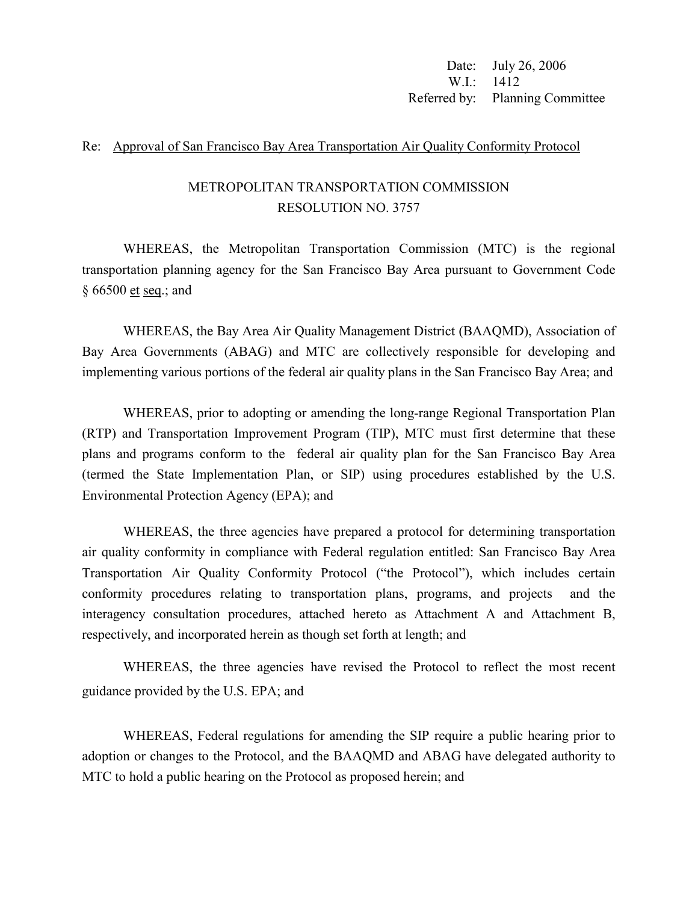Date: July 26, 2006
W.I.: 1412
Referred by: Planning Committee

Re: Approval of San Francisco Bay Area Transportation Air Quality Conformity Protocol

METROPOLITAN TRANSPORTATION COMMISSION
RESOLUTION NO. 3757

WHEREAS, the Metropolitan Transportation Commission (MTC) is the regional transportation planning agency for the San Francisco Bay Area pursuant to Government Code § 66500 et seq.; and

WHEREAS, the Bay Area Air Quality Management District (BAAQMD), Association of Bay Area Governments (ABAG) and MTC are collectively responsible for developing and implementing various portions of the federal air quality plans in the San Francisco Bay Area; and

WHEREAS, prior to adopting or amending the long-range Regional Transportation Plan (RTP) and Transportation Improvement Program (TIP), MTC must first determine that these plans and programs conform to the federal air quality plan for the San Francisco Bay Area (termed the State Implementation Plan, or SIP) using procedures established by the U.S. Environmental Protection Agency (EPA); and

WHEREAS, the three agencies have prepared a protocol for determining transportation air quality conformity in compliance with Federal regulation entitled: San Francisco Bay Area Transportation Air Quality Conformity Protocol ("the Protocol"), which includes certain conformity procedures relating to transportation plans, programs, and projects and the interagency consultation procedures, attached hereto as Attachment A and Attachment B, respectively, and incorporated herein as though set forth at length; and

WHEREAS, the three agencies have revised the Protocol to reflect the most recent guidance provided by the U.S. EPA; and

WHEREAS, Federal regulations for amending the SIP require a public hearing prior to adoption or changes to the Protocol, and the BAAQMD and ABAG have delegated authority to MTC to hold a public hearing on the Protocol as proposed herein; and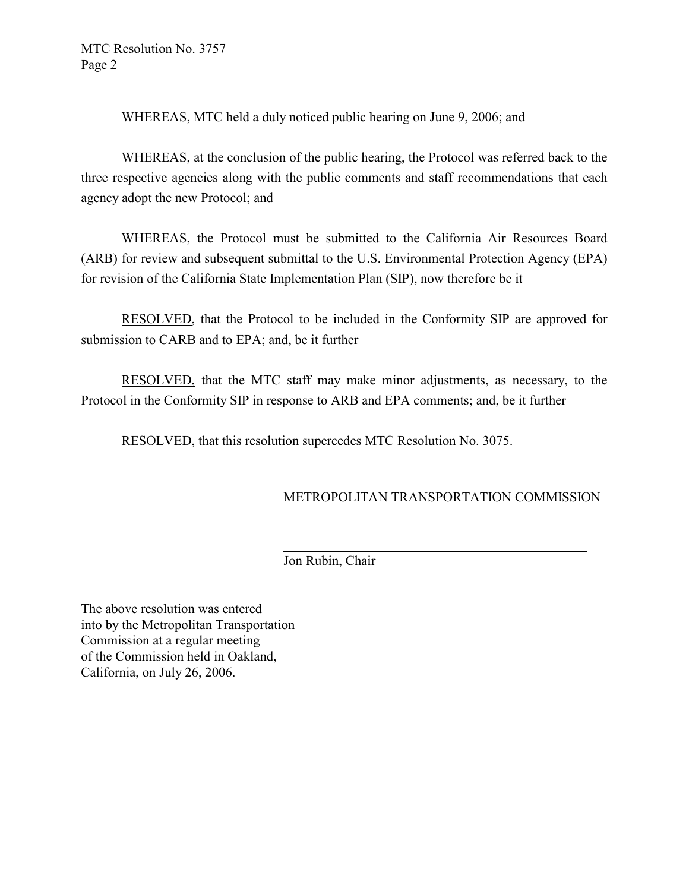WHEREAS, MTC held a duly noticed public hearing on June 9, 2006; and

WHEREAS, at the conclusion of the public hearing, the Protocol was referred back to the three respective agencies along with the public comments and staff recommendations that each agency adopt the new Protocol; and

WHEREAS, the Protocol must be submitted to the California Air Resources Board (ARB) for review and subsequent submittal to the U.S. Environmental Protection Agency (EPA) for revision of the California State Implementation Plan (SIP), now therefore be it

<u>RESOLVED</u>, that the Protocol to be included in the Conformity SIP are approved for submission to CARB and to EPA; and, be it further

<u>RESOLVED,</u> that the MTC staff may make minor adjustments, as necessary, to the Protocol in the Conformity SIP in response to ARB and EPA comments; and, be it further

<u>RESOLVED,</u> that this resolution supercedes MTC Resolution No. 3075.

METROPOLITAN TRANSPORTATION COMMISSION

\_\_\_\_\_\_\_\_\_\_\_\_\_\_\_\_\_\_\_\_\_\_\_\_\_\_\_\_\_\_\_\_\_\_\_\_\_\_\_\_

Jon Rubin, Chair

The above resolution was entered into by the Metropolitan Transportation Commission at a regular meeting of the Commission held in Oakland, California, on July 26, 2006.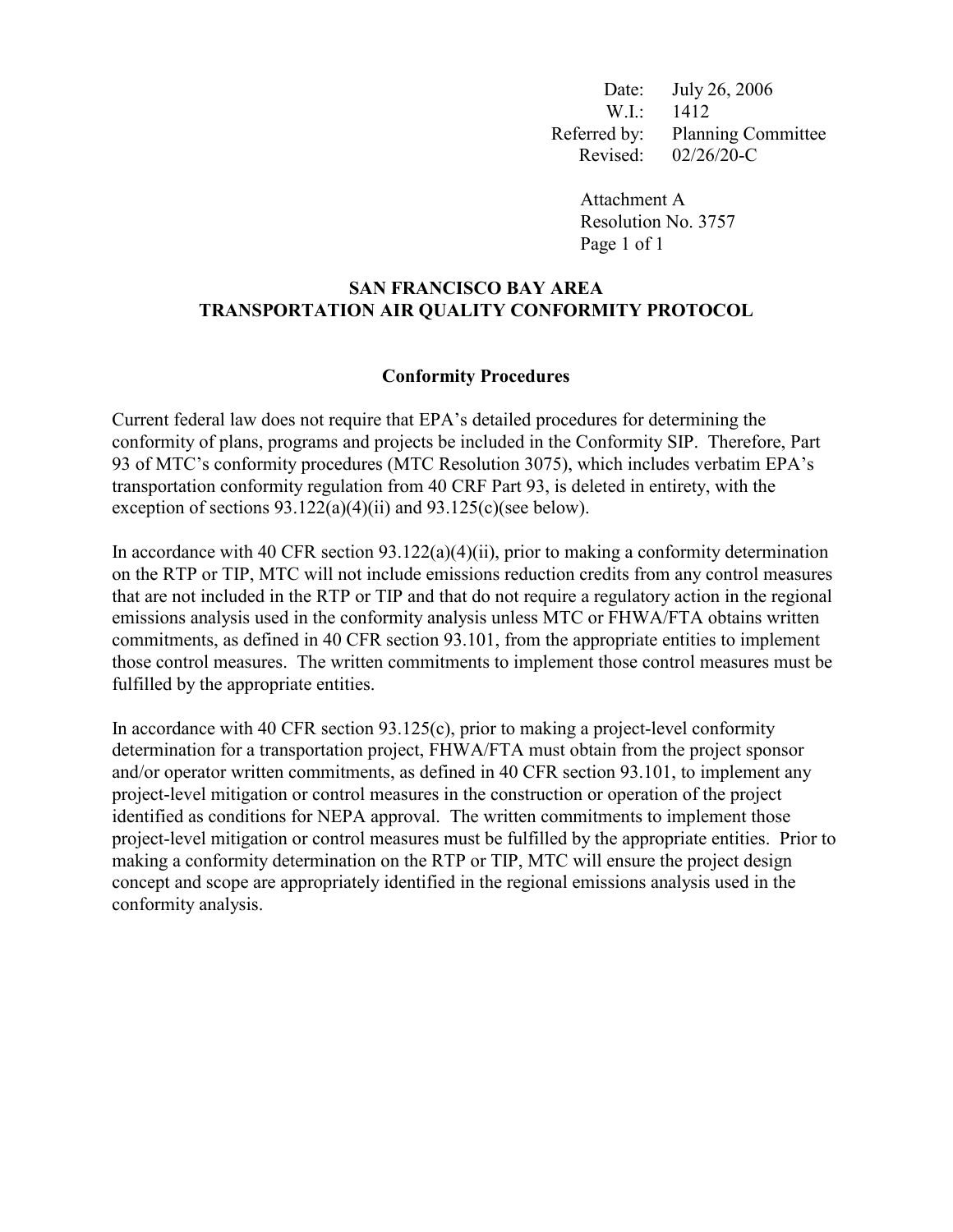Date: July 26, 2006
W.I.: 1412
Referred by: Planning Committee
Revised: 02/26/20-C

Attachment A
Resolution No. 3757
Page 1 of 1

## SAN FRANCISCO BAY AREA
## TRANSPORTATION AIR QUALITY CONFORMITY PROTOCOL

### Conformity Procedures

Current federal law does not require that EPA's detailed procedures for determining the conformity of plans, programs and projects be included in the Conformity SIP. Therefore, Part 93 of MTC's conformity procedures (MTC Resolution 3075), which includes verbatim EPA's transportation conformity regulation from 40 CRF Part 93, is deleted in entirety, with the exception of sections 93.122(a)(4)(ii) and 93.125(c)(see below).

In accordance with 40 CFR section 93.122(a)(4)(ii), prior to making a conformity determination on the RTP or TIP, MTC will not include emissions reduction credits from any control measures that are not included in the RTP or TIP and that do not require a regulatory action in the regional emissions analysis used in the conformity analysis unless MTC or FHWA/FTA obtains written commitments, as defined in 40 CFR section 93.101, from the appropriate entities to implement those control measures. The written commitments to implement those control measures must be fulfilled by the appropriate entities.

In accordance with 40 CFR section 93.125(c), prior to making a project-level conformity determination for a transportation project, FHWA/FTA must obtain from the project sponsor and/or operator written commitments, as defined in 40 CFR section 93.101, to implement any project-level mitigation or control measures in the construction or operation of the project identified as conditions for NEPA approval. The written commitments to implement those project-level mitigation or control measures must be fulfilled by the appropriate entities. Prior to making a conformity determination on the RTP or TIP, MTC will ensure the project design concept and scope are appropriately identified in the regional emissions analysis used in the conformity analysis.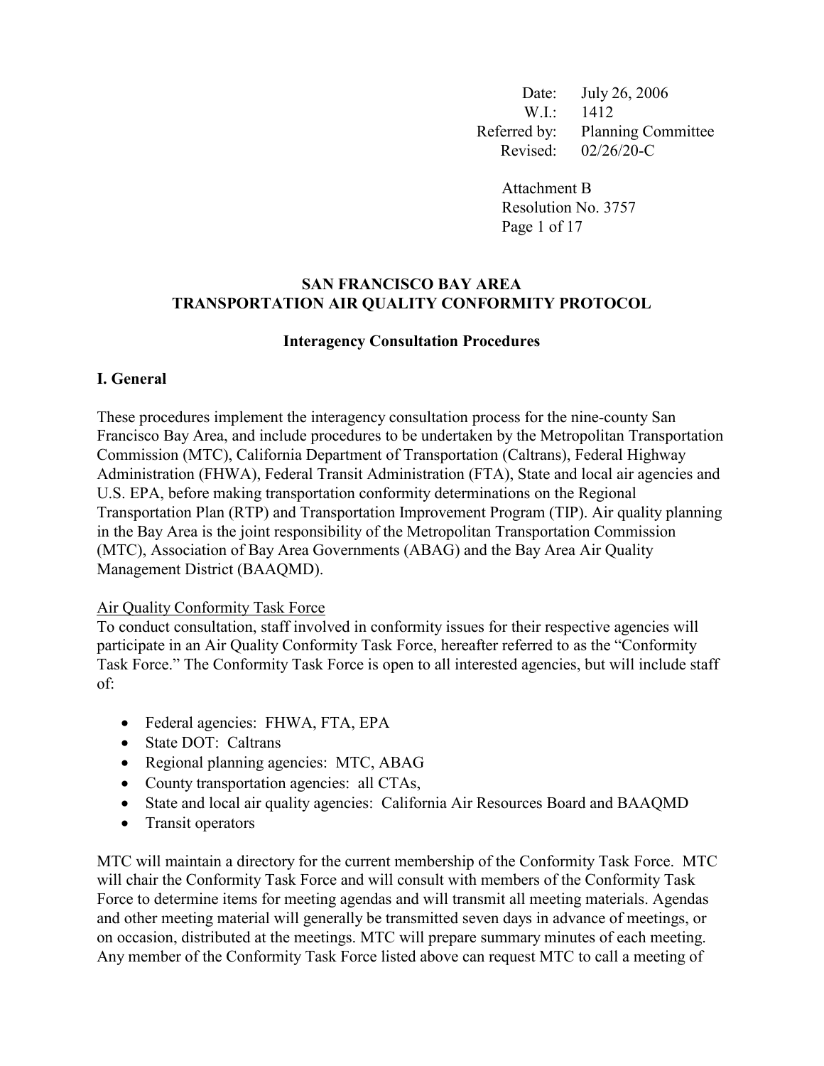Date: July 26, 2006
W.I.: 1412
Referred by: Planning Committee
Revised: 02/26/20-C

Attachment B
Resolution No. 3757

# SAN FRANCISCO BAY AREA TRANSPORTATION AIR QUALITY CONFORMITY PROTOCOL

## Interagency Consultation Procedures

## I. General

These procedures implement the interagency consultation process for the nine-county San Francisco Bay Area, and include procedures to be undertaken by the Metropolitan Transportation Commission (MTC), California Department of Transportation (Caltrans), Federal Highway Administration (FHWA), Federal Transit Administration (FTA), State and local air agencies and U.S. EPA, before making transportation conformity determinations on the Regional Transportation Plan (RTP) and Transportation Improvement Program (TIP). Air quality planning in the Bay Area is the joint responsibility of the Metropolitan Transportation Commission (MTC), Association of Bay Area Governments (ABAG) and the Bay Area Air Quality Management District (BAAQMD).

Air Quality Conformity Task Force

To conduct consultation, staff involved in conformity issues for their respective agencies will participate in an Air Quality Conformity Task Force, hereafter referred to as the "Conformity Task Force." The Conformity Task Force is open to all interested agencies, but will include staff of:

- Federal agencies: FHWA, FTA, EPA
- State DOT: Caltrans
- Regional planning agencies: MTC, ABAG
- County transportation agencies: all CTAs,
- State and local air quality agencies: California Air Resources Board and BAAQMD
- Transit operators

MTC will maintain a directory for the current membership of the Conformity Task Force. MTC will chair the Conformity Task Force and will consult with members of the Conformity Task Force to determine items for meeting agendas and will transmit all meeting materials. Agendas and other meeting material will generally be transmitted seven days in advance of meetings, or on occasion, distributed at the meetings. MTC will prepare summary minutes of each meeting. Any member of the Conformity Task Force listed above can request MTC to call a meeting of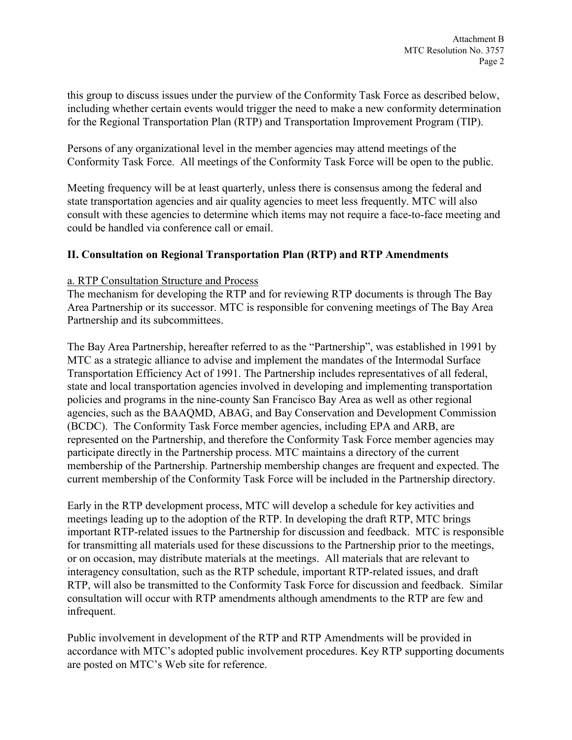this group to discuss issues under the purview of the Conformity Task Force as described below, including whether certain events would trigger the need to make a new conformity determination for the Regional Transportation Plan (RTP) and Transportation Improvement Program (TIP).

Persons of any organizational level in the member agencies may attend meetings of the Conformity Task Force. All meetings of the Conformity Task Force will be open to the public.

Meeting frequency will be at least quarterly, unless there is consensus among the federal and state transportation agencies and air quality agencies to meet less frequently. MTC will also consult with these agencies to determine which items may not require a face-to-face meeting and could be handled via conference call or email.

## II. Consultation on Regional Transportation Plan (RTP) and RTP Amendments

a. RTP Consultation Structure and Process

The mechanism for developing the RTP and for reviewing RTP documents is through The Bay Area Partnership or its successor. MTC is responsible for convening meetings of The Bay Area Partnership and its subcommittees.

The Bay Area Partnership, hereafter referred to as the "Partnership", was established in 1991 by MTC as a strategic alliance to advise and implement the mandates of the Intermodal Surface Transportation Efficiency Act of 1991. The Partnership includes representatives of all federal, state and local transportation agencies involved in developing and implementing transportation policies and programs in the nine-county San Francisco Bay Area as well as other regional agencies, such as the BAAQMD, ABAG, and Bay Conservation and Development Commission (BCDC). The Conformity Task Force member agencies, including EPA and ARB, are represented on the Partnership, and therefore the Conformity Task Force member agencies may participate directly in the Partnership process. MTC maintains a directory of the current membership of the Partnership. Partnership membership changes are frequent and expected. The current membership of the Conformity Task Force will be included in the Partnership directory.

Early in the RTP development process, MTC will develop a schedule for key activities and meetings leading up to the adoption of the RTP. In developing the draft RTP, MTC brings important RTP-related issues to the Partnership for discussion and feedback. MTC is responsible for transmitting all materials used for these discussions to the Partnership prior to the meetings, or on occasion, may distribute materials at the meetings. All materials that are relevant to interagency consultation, such as the RTP schedule, important RTP-related issues, and draft RTP, will also be transmitted to the Conformity Task Force for discussion and feedback. Similar consultation will occur with RTP amendments although amendments to the RTP are few and infrequent.

Public involvement in development of the RTP and RTP Amendments will be provided in accordance with MTC's adopted public involvement procedures. Key RTP supporting documents are posted on MTC's Web site for reference.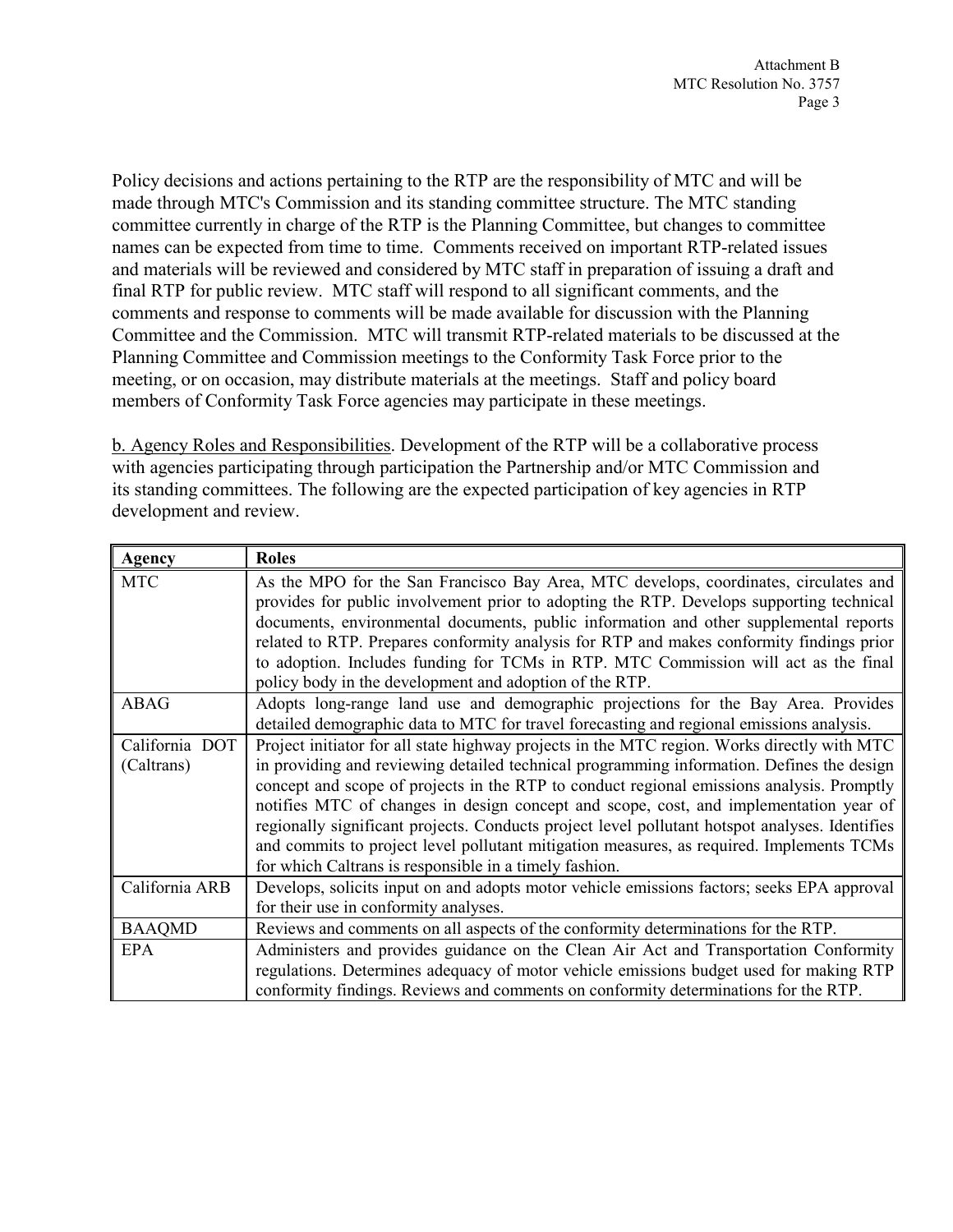Policy decisions and actions pertaining to the RTP are the responsibility of MTC and will be made through MTC's Commission and its standing committee structure. The MTC standing committee currently in charge of the RTP is the Planning Committee, but changes to committee names can be expected from time to time. Comments received on important RTP-related issues and materials will be reviewed and considered by MTC staff in preparation of issuing a draft and final RTP for public review. MTC staff will respond to all significant comments, and the comments and response to comments will be made available for discussion with the Planning Committee and the Commission. MTC will transmit RTP-related materials to be discussed at the Planning Committee and Commission meetings to the Conformity Task Force prior to the meeting, or on occasion, may distribute materials at the meetings. Staff and policy board members of Conformity Task Force agencies may participate in these meetings.

<u>b. Agency Roles and Responsibilities</u>. Development of the RTP will be a collaborative process with agencies participating through participation the Partnership and/or MTC Commission and its standing committees. The following are the expected participation of key agencies in RTP development and review.

| Agency | Roles |
|---|---|
| MTC | As the MPO for the San Francisco Bay Area, MTC develops, coordinates, circulates and provides for public involvement prior to adopting the RTP. Develops supporting technical documents, environmental documents, public information and other supplemental reports related to RTP. Prepares conformity analysis for RTP and makes conformity findings prior to adoption. Includes funding for TCMs in RTP. MTC Commission will act as the final policy body in the development and adoption of the RTP. |
| ABAG | Adopts long-range land use and demographic projections for the Bay Area. Provides detailed demographic data to MTC for travel forecasting and regional emissions analysis. |
| California DOT (Caltrans) | Project initiator for all state highway projects in the MTC region. Works directly with MTC in providing and reviewing detailed technical programming information. Defines the design concept and scope of projects in the RTP to conduct regional emissions analysis. Promptly notifies MTC of changes in design concept and scope, cost, and implementation year of regionally significant projects. Conducts project level pollutant hotspot analyses. Identifies and commits to project level pollutant mitigation measures, as required. Implements TCMs for which Caltrans is responsible in a timely fashion. |
| California ARB | Develops, solicits input on and adopts motor vehicle emissions factors; seeks EPA approval for their use in conformity analyses. |
| BAAQMD | Reviews and comments on all aspects of the conformity determinations for the RTP. |
| EPA | Administers and provides guidance on the Clean Air Act and Transportation Conformity regulations. Determines adequacy of motor vehicle emissions budget used for making RTP conformity findings. Reviews and comments on conformity determinations for the RTP. |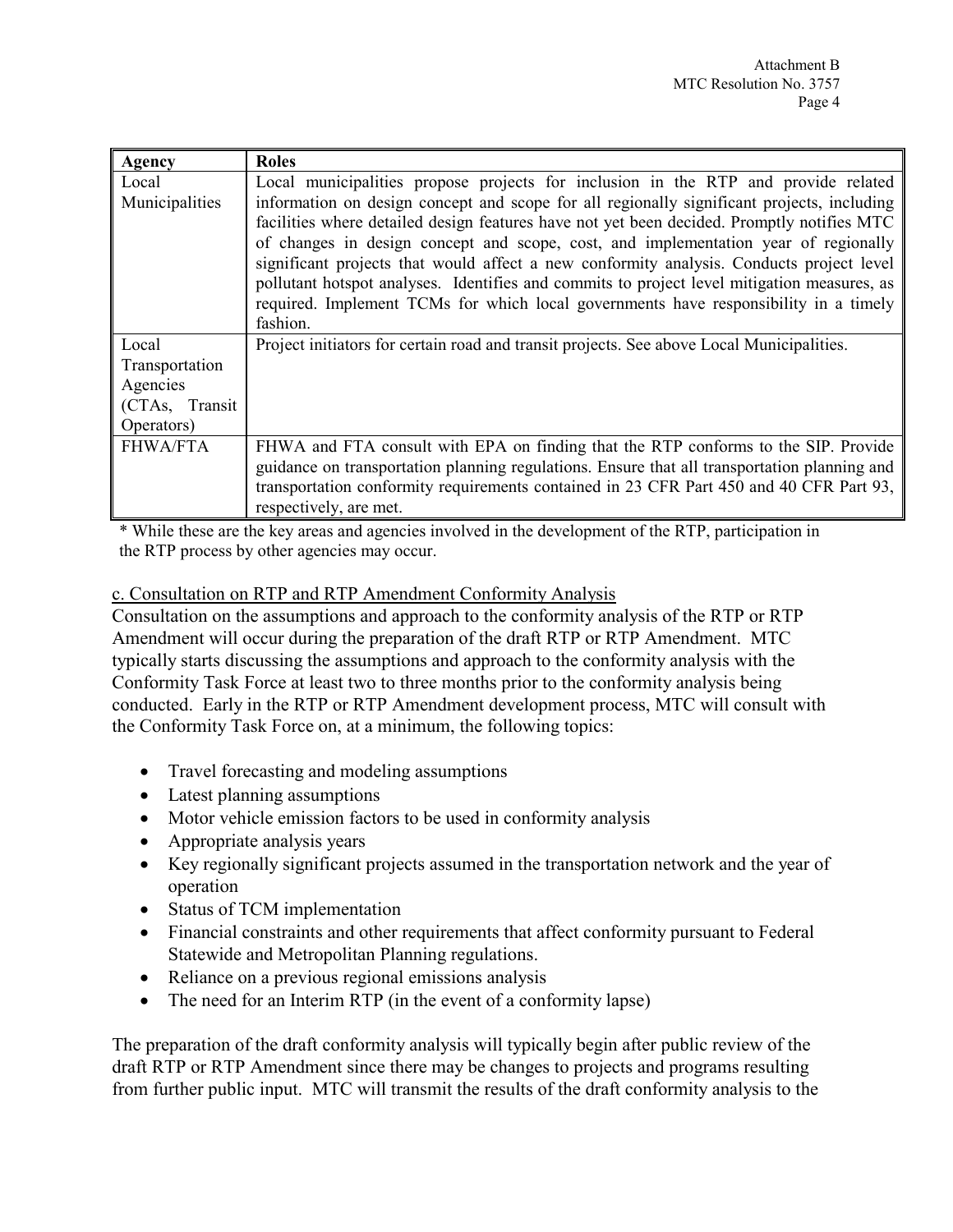| Agency | Roles |
|---|---|
| Local Municipalities | Local municipalities propose projects for inclusion in the RTP and provide related information on design concept and scope for all regionally significant projects, including facilities where detailed design features have not yet been decided. Promptly notifies MTC of changes in design concept and scope, cost, and implementation year of regionally significant projects that would affect a new conformity analysis. Conducts project level pollutant hotspot analyses. Identifies and commits to project level mitigation measures, as required. Implement TCMs for which local governments have responsibility in a timely fashion. |
| Local Transportation Agencies (CTAs, Transit Operators) | Project initiators for certain road and transit projects. See above Local Municipalities. |
| FHWA/FTA | FHWA and FTA consult with EPA on finding that the RTP conforms to the SIP. Provide guidance on transportation planning regulations. Ensure that all transportation planning and transportation conformity requirements contained in 23 CFR Part 450 and 40 CFR Part 93, respectively, are met. |

* While these are the key areas and agencies involved in the development of the RTP, participation in the RTP process by other agencies may occur.

c. Consultation on RTP and RTP Amendment Conformity Analysis

Consultation on the assumptions and approach to the conformity analysis of the RTP or RTP Amendment will occur during the preparation of the draft RTP or RTP Amendment. MTC typically starts discussing the assumptions and approach to the conformity analysis with the Conformity Task Force at least two to three months prior to the conformity analysis being conducted. Early in the RTP or RTP Amendment development process, MTC will consult with the Conformity Task Force on, at a minimum, the following topics:

- Travel forecasting and modeling assumptions
- Latest planning assumptions
- Motor vehicle emission factors to be used in conformity analysis
- Appropriate analysis years
- Key regionally significant projects assumed in the transportation network and the year of operation
- Status of TCM implementation
- Financial constraints and other requirements that affect conformity pursuant to Federal Statewide and Metropolitan Planning regulations.
- Reliance on a previous regional emissions analysis
- The need for an Interim RTP (in the event of a conformity lapse)

The preparation of the draft conformity analysis will typically begin after public review of the draft RTP or RTP Amendment since there may be changes to projects and programs resulting from further public input. MTC will transmit the results of the draft conformity analysis to the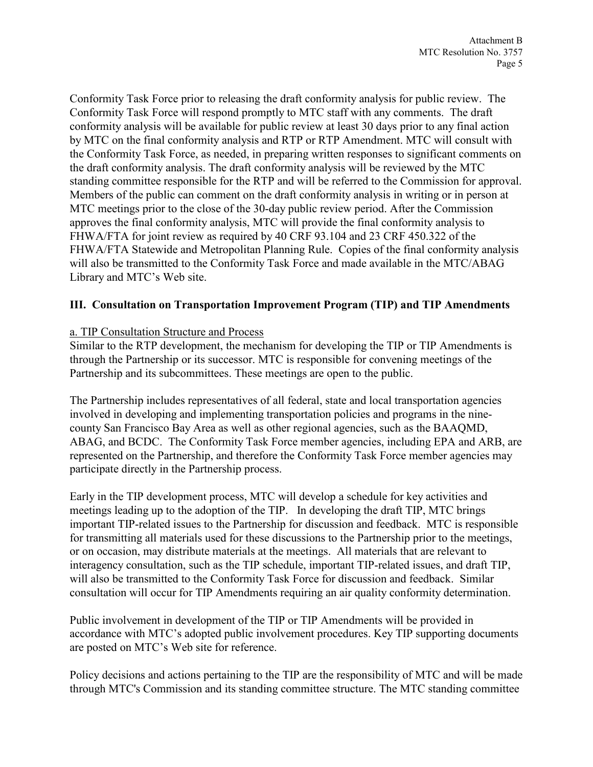Conformity Task Force prior to releasing the draft conformity analysis for public review. The Conformity Task Force will respond promptly to MTC staff with any comments. The draft conformity analysis will be available for public review at least 30 days prior to any final action by MTC on the final conformity analysis and RTP or RTP Amendment. MTC will consult with the Conformity Task Force, as needed, in preparing written responses to significant comments on the draft conformity analysis. The draft conformity analysis will be reviewed by the MTC standing committee responsible for the RTP and will be referred to the Commission for approval. Members of the public can comment on the draft conformity analysis in writing or in person at MTC meetings prior to the close of the 30-day public review period. After the Commission approves the final conformity analysis, MTC will provide the final conformity analysis to FHWA/FTA for joint review as required by 40 CRF 93.104 and 23 CRF 450.322 of the FHWA/FTA Statewide and Metropolitan Planning Rule. Copies of the final conformity analysis will also be transmitted to the Conformity Task Force and made available in the MTC/ABAG Library and MTC's Web site.

## III. Consultation on Transportation Improvement Program (TIP) and TIP Amendments

a. TIP Consultation Structure and Process

Similar to the RTP development, the mechanism for developing the TIP or TIP Amendments is through the Partnership or its successor. MTC is responsible for convening meetings of the Partnership and its subcommittees. These meetings are open to the public.

The Partnership includes representatives of all federal, state and local transportation agencies involved in developing and implementing transportation policies and programs in the nine-county San Francisco Bay Area as well as other regional agencies, such as the BAAQMD, ABAG, and BCDC. The Conformity Task Force member agencies, including EPA and ARB, are represented on the Partnership, and therefore the Conformity Task Force member agencies may participate directly in the Partnership process.

Early in the TIP development process, MTC will develop a schedule for key activities and meetings leading up to the adoption of the TIP. In developing the draft TIP, MTC brings important TIP-related issues to the Partnership for discussion and feedback. MTC is responsible for transmitting all materials used for these discussions to the Partnership prior to the meetings, or on occasion, may distribute materials at the meetings. All materials that are relevant to interagency consultation, such as the TIP schedule, important TIP-related issues, and draft TIP, will also be transmitted to the Conformity Task Force for discussion and feedback. Similar consultation will occur for TIP Amendments requiring an air quality conformity determination.

Public involvement in development of the TIP or TIP Amendments will be provided in accordance with MTC's adopted public involvement procedures. Key TIP supporting documents are posted on MTC's Web site for reference.

Policy decisions and actions pertaining to the TIP are the responsibility of MTC and will be made through MTC's Commission and its standing committee structure. The MTC standing committee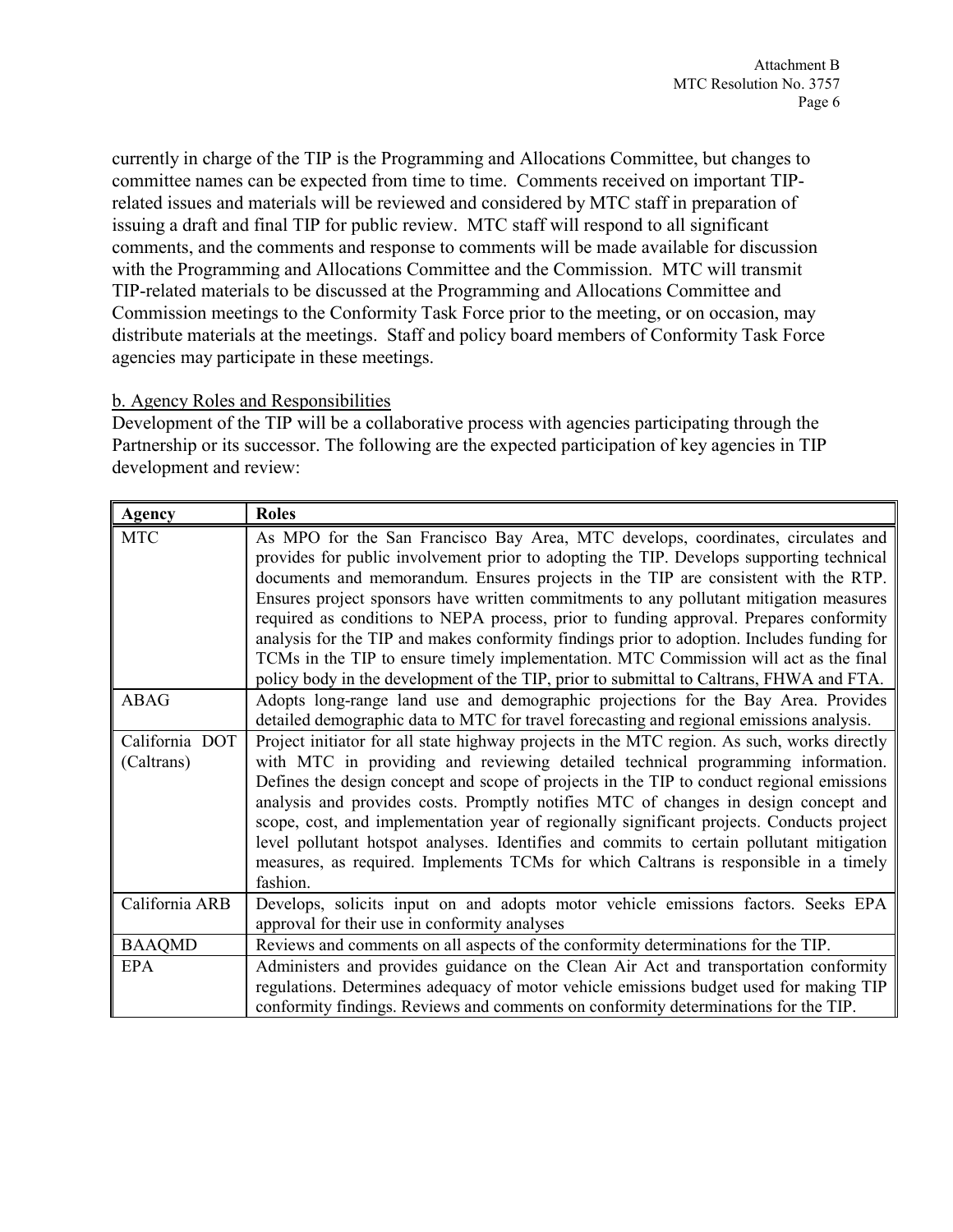currently in charge of the TIP is the Programming and Allocations Committee, but changes to committee names can be expected from time to time. Comments received on important TIP-related issues and materials will be reviewed and considered by MTC staff in preparation of issuing a draft and final TIP for public review. MTC staff will respond to all significant comments, and the comments and response to comments will be made available for discussion with the Programming and Allocations Committee and the Commission. MTC will transmit TIP-related materials to be discussed at the Programming and Allocations Committee and Commission meetings to the Conformity Task Force prior to the meeting, or on occasion, may distribute materials at the meetings. Staff and policy board members of Conformity Task Force agencies may participate in these meetings.

b. Agency Roles and Responsibilities

Development of the TIP will be a collaborative process with agencies participating through the Partnership or its successor. The following are the expected participation of key agencies in TIP development and review:

| Agency | Roles |
|---|---|
| MTC | As MPO for the San Francisco Bay Area, MTC develops, coordinates, circulates and provides for public involvement prior to adopting the TIP. Develops supporting technical documents and memorandum. Ensures projects in the TIP are consistent with the RTP. Ensures project sponsors have written commitments to any pollutant mitigation measures required as conditions to NEPA process, prior to funding approval. Prepares conformity analysis for the TIP and makes conformity findings prior to adoption. Includes funding for TCMs in the TIP to ensure timely implementation. MTC Commission will act as the final policy body in the development of the TIP, prior to submittal to Caltrans, FHWA and FTA. |
| ABAG | Adopts long-range land use and demographic projections for the Bay Area. Provides detailed demographic data to MTC for travel forecasting and regional emissions analysis. |
| California DOT (Caltrans) | Project initiator for all state highway projects in the MTC region. As such, works directly with MTC in providing and reviewing detailed technical programming information. Defines the design concept and scope of projects in the TIP to conduct regional emissions analysis and provides costs. Promptly notifies MTC of changes in design concept and scope, cost, and implementation year of regionally significant projects. Conducts project level pollutant hotspot analyses. Identifies and commits to certain pollutant mitigation measures, as required. Implements TCMs for which Caltrans is responsible in a timely fashion. |
| California ARB | Develops, solicits input on and adopts motor vehicle emissions factors. Seeks EPA approval for their use in conformity analyses |
| BAAQMD | Reviews and comments on all aspects of the conformity determinations for the TIP. |
| EPA | Administers and provides guidance on the Clean Air Act and transportation conformity regulations. Determines adequacy of motor vehicle emissions budget used for making TIP conformity findings. Reviews and comments on conformity determinations for the TIP. |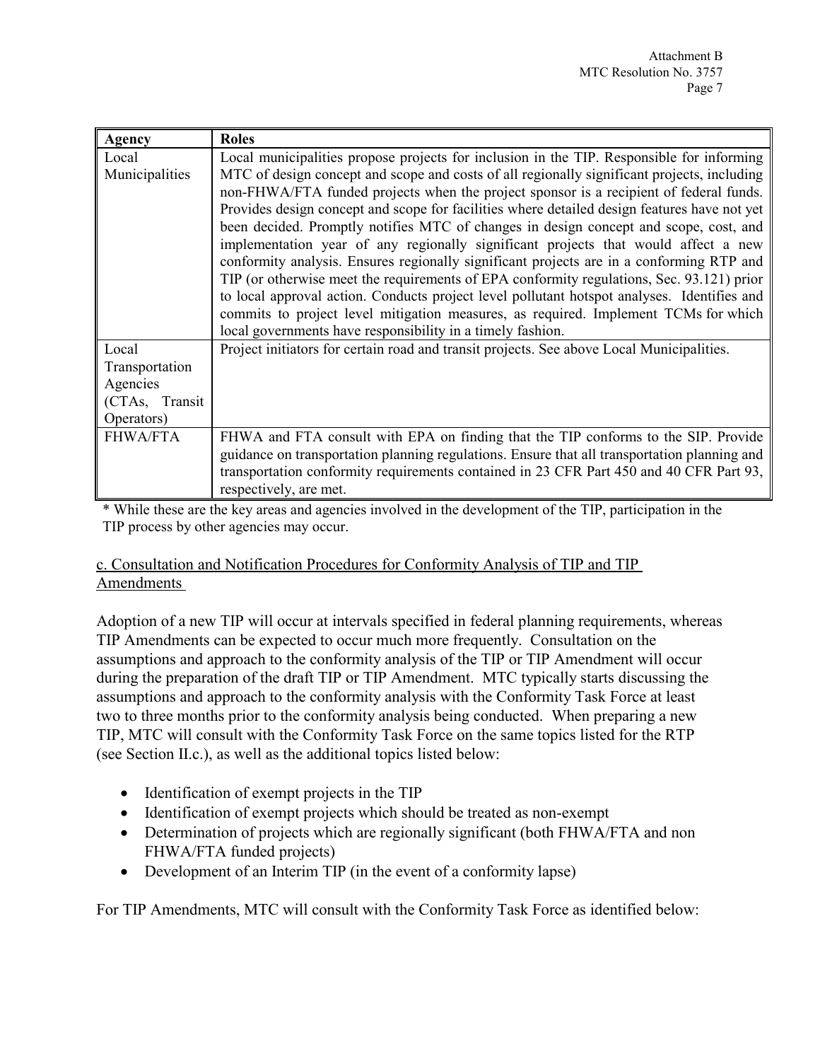| Agency | Roles |
|---|---|
| Local Municipalities | Local municipalities propose projects for inclusion in the TIP. Responsible for informing MTC of design concept and scope and costs of all regionally significant projects, including non-FHWA/FTA funded projects when the project sponsor is a recipient of federal funds. Provides design concept and scope for facilities where detailed design features have not yet been decided. Promptly notifies MTC of changes in design concept and scope, cost, and implementation year of any regionally significant projects that would affect a new conformity analysis. Ensures regionally significant projects are in a conforming RTP and TIP (or otherwise meet the requirements of EPA conformity regulations, Sec. 93.121) prior to local approval action. Conducts project level pollutant hotspot analyses. Identifies and commits to project level mitigation measures, as required. Implement TCMs for which local governments have responsibility in a timely fashion. |
| Local Transportation Agencies (CTAs, Transit Operators) | Project initiators for certain road and transit projects. See above Local Municipalities. |
| FHWA/FTA | FHWA and FTA consult with EPA on finding that the TIP conforms to the SIP. Provide guidance on transportation planning regulations. Ensure that all transportation planning and transportation conformity requirements contained in 23 CFR Part 450 and 40 CFR Part 93, respectively, are met. |

* While these are the key areas and agencies involved in the development of the TIP, participation in the TIP process by other agencies may occur.

c. Consultation and Notification Procedures for Conformity Analysis of TIP and TIP Amendments

Adoption of a new TIP will occur at intervals specified in federal planning requirements, whereas TIP Amendments can be expected to occur much more frequently. Consultation on the assumptions and approach to the conformity analysis of the TIP or TIP Amendment will occur during the preparation of the draft TIP or TIP Amendment. MTC typically starts discussing the assumptions and approach to the conformity analysis with the Conformity Task Force at least two to three months prior to the conformity analysis being conducted. When preparing a new TIP, MTC will consult with the Conformity Task Force on the same topics listed for the RTP (see Section II.c.), as well as the additional topics listed below:

- Identification of exempt projects in the TIP
- Identification of exempt projects which should be treated as non-exempt
- Determination of projects which are regionally significant (both FHWA/FTA and non FHWA/FTA funded projects)
- Development of an Interim TIP (in the event of a conformity lapse)

For TIP Amendments, MTC will consult with the Conformity Task Force as identified below: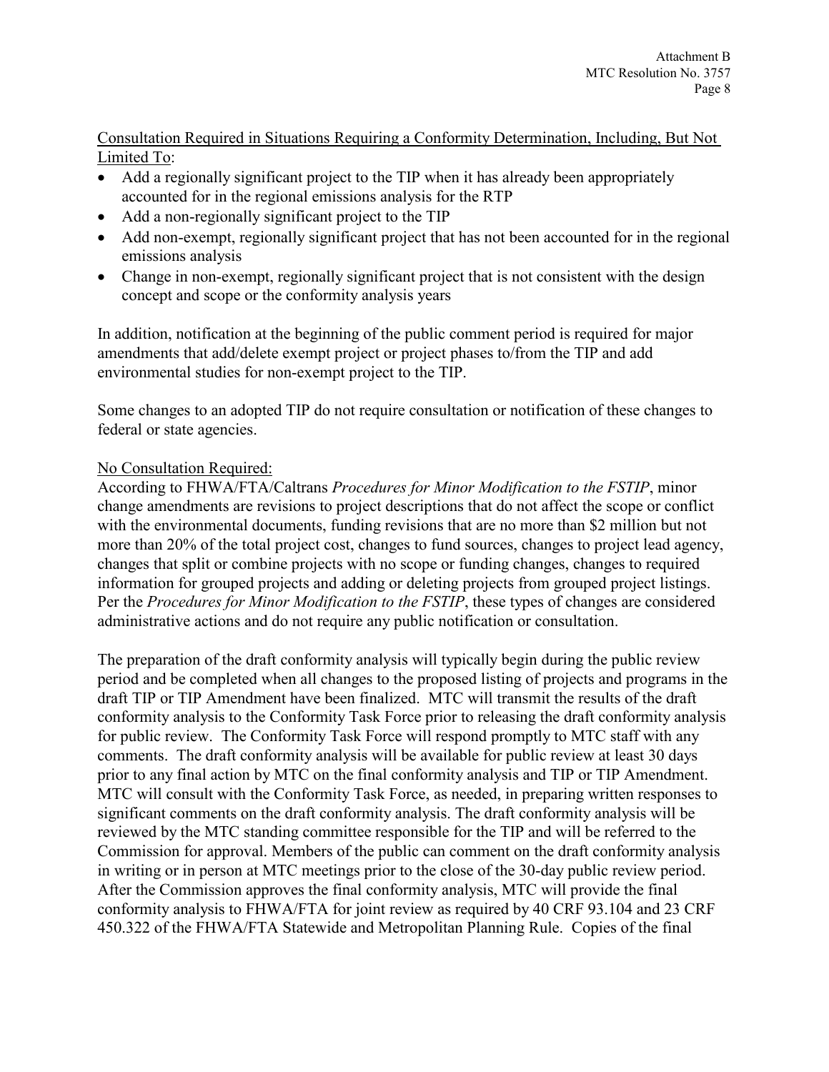<u>Consultation Required in Situations Requiring a Conformity Determination, Including, But Not Limited To</u>:

- Add a regionally significant project to the TIP when it has already been appropriately accounted for in the regional emissions analysis for the RTP
- Add a non-regionally significant project to the TIP
- Add non-exempt, regionally significant project that has not been accounted for in the regional emissions analysis
- Change in non-exempt, regionally significant project that is not consistent with the design concept and scope or the conformity analysis years

In addition, notification at the beginning of the public comment period is required for major amendments that add/delete exempt project or project phases to/from the TIP and add environmental studies for non-exempt project to the TIP.

Some changes to an adopted TIP do not require consultation or notification of these changes to federal or state agencies.

<u>No Consultation Required:</u>

According to FHWA/FTA/Caltrans *Procedures for Minor Modification to the FSTIP*, minor change amendments are revisions to project descriptions that do not affect the scope or conflict with the environmental documents, funding revisions that are no more than $2 million but not more than 20% of the total project cost, changes to fund sources, changes to project lead agency, changes that split or combine projects with no scope or funding changes, changes to required information for grouped projects and adding or deleting projects from grouped project listings. Per the *Procedures for Minor Modification to the FSTIP*, these types of changes are considered administrative actions and do not require any public notification or consultation.

The preparation of the draft conformity analysis will typically begin during the public review period and be completed when all changes to the proposed listing of projects and programs in the draft TIP or TIP Amendment have been finalized. MTC will transmit the results of the draft conformity analysis to the Conformity Task Force prior to releasing the draft conformity analysis for public review. The Conformity Task Force will respond promptly to MTC staff with any comments. The draft conformity analysis will be available for public review at least 30 days prior to any final action by MTC on the final conformity analysis and TIP or TIP Amendment. MTC will consult with the Conformity Task Force, as needed, in preparing written responses to significant comments on the draft conformity analysis. The draft conformity analysis will be reviewed by the MTC standing committee responsible for the TIP and will be referred to the Commission for approval. Members of the public can comment on the draft conformity analysis in writing or in person at MTC meetings prior to the close of the 30-day public review period. After the Commission approves the final conformity analysis, MTC will provide the final conformity analysis to FHWA/FTA for joint review as required by 40 CRF 93.104 and 23 CRF 450.322 of the FHWA/FTA Statewide and Metropolitan Planning Rule. Copies of the final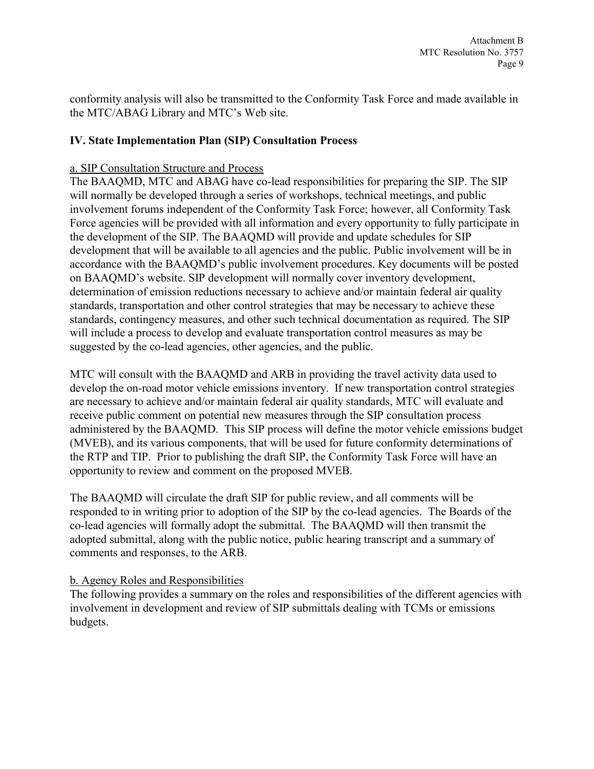conformity analysis will also be transmitted to the Conformity Task Force and made available in the MTC/ABAG Library and MTC's Web site.

## IV. State Implementation Plan (SIP) Consultation Process

### a. SIP Consultation Structure and Process

The BAAQMD, MTC and ABAG have co-lead responsibilities for preparing the SIP. The SIP will normally be developed through a series of workshops, technical meetings, and public involvement forums independent of the Conformity Task Force; however, all Conformity Task Force agencies will be provided with all information and every opportunity to fully participate in the development of the SIP. The BAAQMD will provide and update schedules for SIP development that will be available to all agencies and the public. Public involvement will be in accordance with the BAAQMD's public involvement procedures. Key documents will be posted on BAAQMD's website. SIP development will normally cover inventory development, determination of emission reductions necessary to achieve and/or maintain federal air quality standards, transportation and other control strategies that may be necessary to achieve these standards, contingency measures, and other such technical documentation as required. The SIP will include a process to develop and evaluate transportation control measures as may be suggested by the co-lead agencies, other agencies, and the public.

MTC will consult with the BAAQMD and ARB in providing the travel activity data used to develop the on-road motor vehicle emissions inventory. If new transportation control strategies are necessary to achieve and/or maintain federal air quality standards, MTC will evaluate and receive public comment on potential new measures through the SIP consultation process administered by the BAAQMD. This SIP process will define the motor vehicle emissions budget (MVEB), and its various components, that will be used for future conformity determinations of the RTP and TIP. Prior to publishing the draft SIP, the Conformity Task Force will have an opportunity to review and comment on the proposed MVEB.

The BAAQMD will circulate the draft SIP for public review, and all comments will be responded to in writing prior to adoption of the SIP by the co-lead agencies. The Boards of the co-lead agencies will formally adopt the submittal. The BAAQMD will then transmit the adopted submittal, along with the public notice, public hearing transcript and a summary of comments and responses, to the ARB.

### b. Agency Roles and Responsibilities

The following provides a summary on the roles and responsibilities of the different agencies with involvement in development and review of SIP submittals dealing with TCMs or emissions budgets.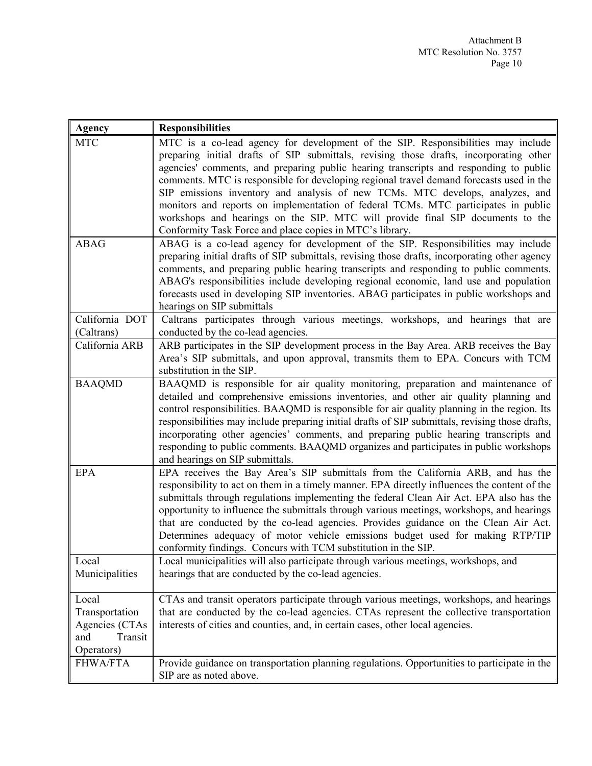| Agency | Responsibilities |
|---|---|
| MTC | MTC is a co-lead agency for development of the SIP. Responsibilities may include preparing initial drafts of SIP submittals, revising those drafts, incorporating other agencies' comments, and preparing public hearing transcripts and responding to public comments. MTC is responsible for developing regional travel demand forecasts used in the SIP emissions inventory and analysis of new TCMs. MTC develops, analyzes, and monitors and reports on implementation of federal TCMs. MTC participates in public workshops and hearings on the SIP. MTC will provide final SIP documents to the Conformity Task Force and place copies in MTC's library. |
| ABAG | ABAG is a co-lead agency for development of the SIP. Responsibilities may include preparing initial drafts of SIP submittals, revising those drafts, incorporating other agency comments, and preparing public hearing transcripts and responding to public comments. ABAG's responsibilities include developing regional economic, land use and population forecasts used in developing SIP inventories. ABAG participates in public workshops and hearings on SIP submittals |
| California DOT (Caltrans) | Caltrans participates through various meetings, workshops, and hearings that are conducted by the co-lead agencies. |
| California ARB | ARB participates in the SIP development process in the Bay Area. ARB receives the Bay Area's SIP submittals, and upon approval, transmits them to EPA. Concurs with TCM substitution in the SIP. |
| BAAQMD | BAAQMD is responsible for air quality monitoring, preparation and maintenance of detailed and comprehensive emissions inventories, and other air quality planning and control responsibilities. BAAQMD is responsible for air quality planning in the region. Its responsibilities may include preparing initial drafts of SIP submittals, revising those drafts, incorporating other agencies' comments, and preparing public hearing transcripts and responding to public comments. BAAQMD organizes and participates in public workshops and hearings on SIP submittals. |
| EPA | EPA receives the Bay Area's SIP submittals from the California ARB, and has the responsibility to act on them in a timely manner. EPA directly influences the content of the submittals through regulations implementing the federal Clean Air Act. EPA also has the opportunity to influence the submittals through various meetings, workshops, and hearings that are conducted by the co-lead agencies. Provides guidance on the Clean Air Act. Determines adequacy of motor vehicle emissions budget used for making RTP/TIP conformity findings. Concurs with TCM substitution in the SIP. |
| Local Municipalities | Local municipalities will also participate through various meetings, workshops, and hearings that are conducted by the co-lead agencies. |
| Local Transportation Agencies (CTAs and Transit Operators) | CTAs and transit operators participate through various meetings, workshops, and hearings that are conducted by the co-lead agencies. CTAs represent the collective transportation interests of cities and counties, and, in certain cases, other local agencies. |
| FHWA/FTA | Provide guidance on transportation planning regulations. Opportunities to participate in the SIP are as noted above. |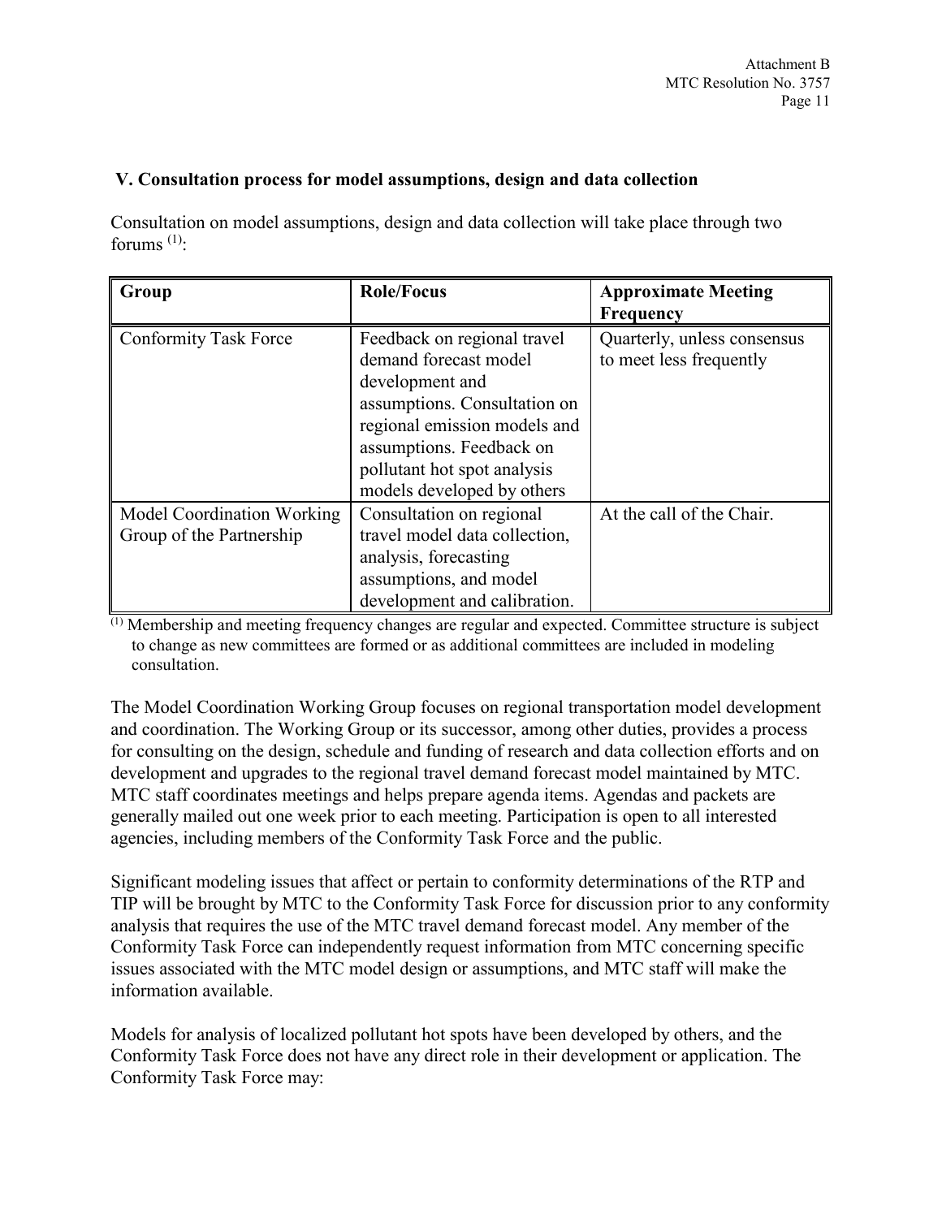## V. Consultation process for model assumptions, design and data collection

Consultation on model assumptions, design and data collection will take place through two forums [(1)]:

| Group | Role/Focus | Approximate Meeting Frequency |
|---|---|---|
| Conformity Task Force | Feedback on regional travel demand forecast model development and assumptions. Consultation on regional emission models and assumptions. Feedback on pollutant hot spot analysis models developed by others | Quarterly, unless consensus to meet less frequently |
| Model Coordination Working Group of the Partnership | Consultation on regional travel model data collection, analysis, forecasting assumptions, and model development and calibration. | At the call of the Chair. |

[(1)] Membership and meeting frequency changes are regular and expected. Committee structure is subject to change as new committees are formed or as additional committees are included in modeling consultation.

The Model Coordination Working Group focuses on regional transportation model development and coordination. The Working Group or its successor, among other duties, provides a process for consulting on the design, schedule and funding of research and data collection efforts and on development and upgrades to the regional travel demand forecast model maintained by MTC. MTC staff coordinates meetings and helps prepare agenda items. Agendas and packets are generally mailed out one week prior to each meeting. Participation is open to all interested agencies, including members of the Conformity Task Force and the public.

Significant modeling issues that affect or pertain to conformity determinations of the RTP and TIP will be brought by MTC to the Conformity Task Force for discussion prior to any conformity analysis that requires the use of the MTC travel demand forecast model. Any member of the Conformity Task Force can independently request information from MTC concerning specific issues associated with the MTC model design or assumptions, and MTC staff will make the information available.

Models for analysis of localized pollutant hot spots have been developed by others, and the Conformity Task Force does not have any direct role in their development or application. The Conformity Task Force may: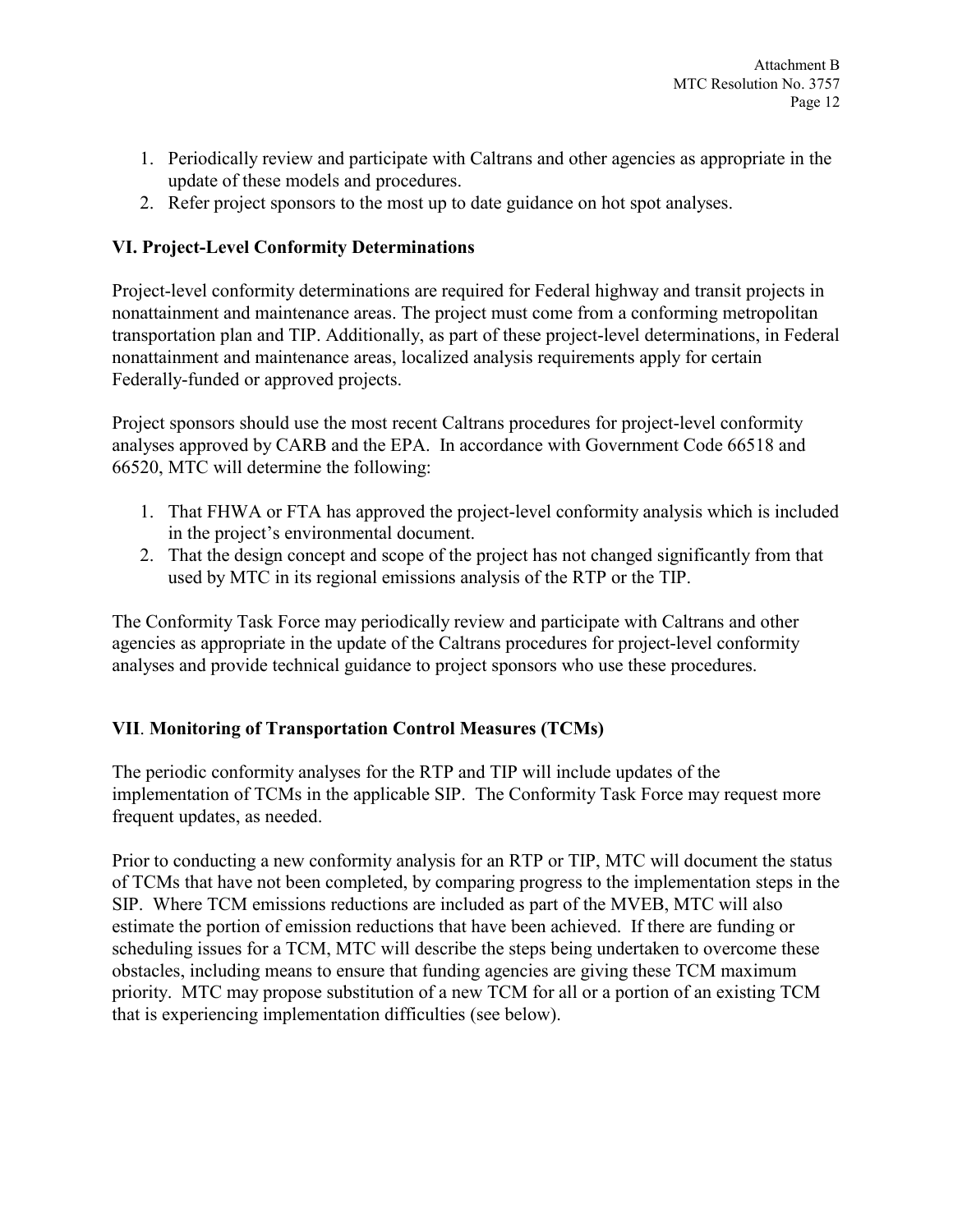1. Periodically review and participate with Caltrans and other agencies as appropriate in the update of these models and procedures.
2. Refer project sponsors to the most up to date guidance on hot spot analyses.

## VI. Project-Level Conformity Determinations

Project-level conformity determinations are required for Federal highway and transit projects in nonattainment and maintenance areas. The project must come from a conforming metropolitan transportation plan and TIP. Additionally, as part of these project-level determinations, in Federal nonattainment and maintenance areas, localized analysis requirements apply for certain Federally-funded or approved projects.

Project sponsors should use the most recent Caltrans procedures for project-level conformity analyses approved by CARB and the EPA. In accordance with Government Code 66518 and 66520, MTC will determine the following:

1. That FHWA or FTA has approved the project-level conformity analysis which is included in the project's environmental document.
2. That the design concept and scope of the project has not changed significantly from that used by MTC in its regional emissions analysis of the RTP or the TIP.

The Conformity Task Force may periodically review and participate with Caltrans and other agencies as appropriate in the update of the Caltrans procedures for project-level conformity analyses and provide technical guidance to project sponsors who use these procedures.

## VII. Monitoring of Transportation Control Measures (TCMs)

The periodic conformity analyses for the RTP and TIP will include updates of the implementation of TCMs in the applicable SIP. The Conformity Task Force may request more frequent updates, as needed.

Prior to conducting a new conformity analysis for an RTP or TIP, MTC will document the status of TCMs that have not been completed, by comparing progress to the implementation steps in the SIP. Where TCM emissions reductions are included as part of the MVEB, MTC will also estimate the portion of emission reductions that have been achieved. If there are funding or scheduling issues for a TCM, MTC will describe the steps being undertaken to overcome these obstacles, including means to ensure that funding agencies are giving these TCM maximum priority. MTC may propose substitution of a new TCM for all or a portion of an existing TCM that is experiencing implementation difficulties (see below).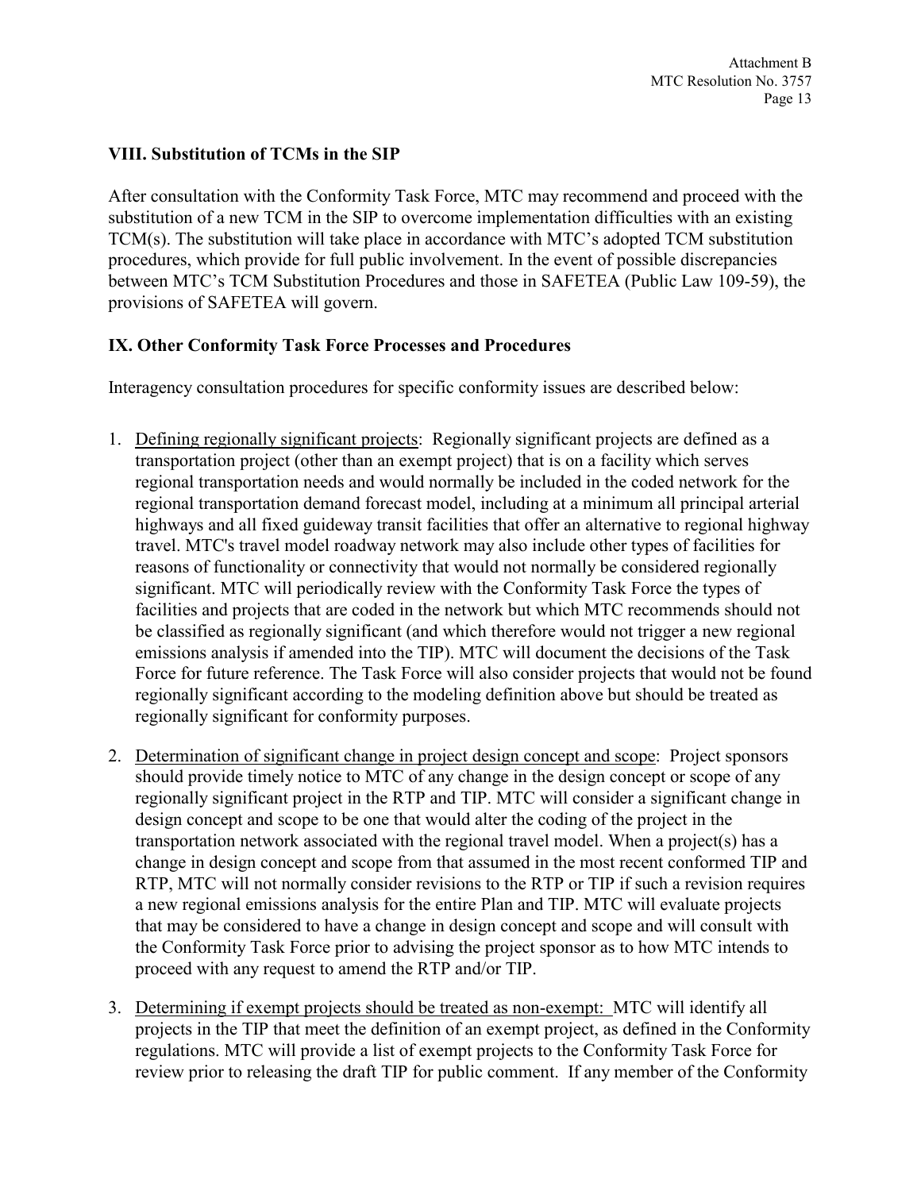## VIII. Substitution of TCMs in the SIP

After consultation with the Conformity Task Force, MTC may recommend and proceed with the substitution of a new TCM in the SIP to overcome implementation difficulties with an existing TCM(s). The substitution will take place in accordance with MTC's adopted TCM substitution procedures, which provide for full public involvement. In the event of possible discrepancies between MTC's TCM Substitution Procedures and those in SAFETEA (Public Law 109-59), the provisions of SAFETEA will govern.

## IX. Other Conformity Task Force Processes and Procedures

Interagency consultation procedures for specific conformity issues are described below:

1. Defining regionally significant projects: Regionally significant projects are defined as a transportation project (other than an exempt project) that is on a facility which serves regional transportation needs and would normally be included in the coded network for the regional transportation demand forecast model, including at a minimum all principal arterial highways and all fixed guideway transit facilities that offer an alternative to regional highway travel. MTC's travel model roadway network may also include other types of facilities for reasons of functionality or connectivity that would not normally be considered regionally significant. MTC will periodically review with the Conformity Task Force the types of facilities and projects that are coded in the network but which MTC recommends should not be classified as regionally significant (and which therefore would not trigger a new regional emissions analysis if amended into the TIP). MTC will document the decisions of the Task Force for future reference. The Task Force will also consider projects that would not be found regionally significant according to the modeling definition above but should be treated as regionally significant for conformity purposes.

2. Determination of significant change in project design concept and scope: Project sponsors should provide timely notice to MTC of any change in the design concept or scope of any regionally significant project in the RTP and TIP. MTC will consider a significant change in design concept and scope to be one that would alter the coding of the project in the transportation network associated with the regional travel model. When a project(s) has a change in design concept and scope from that assumed in the most recent conformed TIP and RTP, MTC will not normally consider revisions to the RTP or TIP if such a revision requires a new regional emissions analysis for the entire Plan and TIP. MTC will evaluate projects that may be considered to have a change in design concept and scope and will consult with the Conformity Task Force prior to advising the project sponsor as to how MTC intends to proceed with any request to amend the RTP and/or TIP.

3. Determining if exempt projects should be treated as non-exempt: MTC will identify all projects in the TIP that meet the definition of an exempt project, as defined in the Conformity regulations. MTC will provide a list of exempt projects to the Conformity Task Force for review prior to releasing the draft TIP for public comment. If any member of the Conformity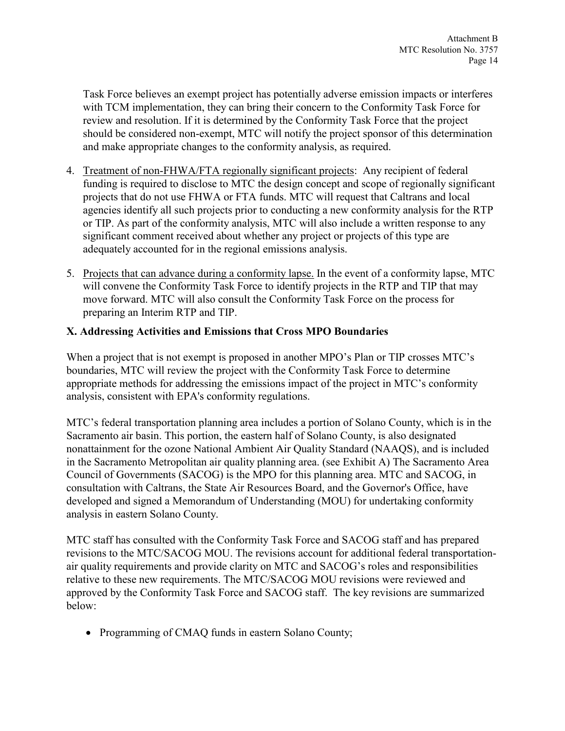Task Force believes an exempt project has potentially adverse emission impacts or interferes with TCM implementation, they can bring their concern to the Conformity Task Force for review and resolution. If it is determined by the Conformity Task Force that the project should be considered non-exempt, MTC will notify the project sponsor of this determination and make appropriate changes to the conformity analysis, as required.

4. Treatment of non-FHWA/FTA regionally significant projects: Any recipient of federal funding is required to disclose to MTC the design concept and scope of regionally significant projects that do not use FHWA or FTA funds. MTC will request that Caltrans and local agencies identify all such projects prior to conducting a new conformity analysis for the RTP or TIP. As part of the conformity analysis, MTC will also include a written response to any significant comment received about whether any project or projects of this type are adequately accounted for in the regional emissions analysis.

5. Projects that can advance during a conformity lapse. In the event of a conformity lapse, MTC will convene the Conformity Task Force to identify projects in the RTP and TIP that may move forward. MTC will also consult the Conformity Task Force on the process for preparing an Interim RTP and TIP.

### X. Addressing Activities and Emissions that Cross MPO Boundaries

When a project that is not exempt is proposed in another MPO's Plan or TIP crosses MTC's boundaries, MTC will review the project with the Conformity Task Force to determine appropriate methods for addressing the emissions impact of the project in MTC's conformity analysis, consistent with EPA's conformity regulations.

MTC's federal transportation planning area includes a portion of Solano County, which is in the Sacramento air basin. This portion, the eastern half of Solano County, is also designated nonattainment for the ozone National Ambient Air Quality Standard (NAAQS), and is included in the Sacramento Metropolitan air quality planning area. (see Exhibit A) The Sacramento Area Council of Governments (SACOG) is the MPO for this planning area. MTC and SACOG, in consultation with Caltrans, the State Air Resources Board, and the Governor's Office, have developed and signed a Memorandum of Understanding (MOU) for undertaking conformity analysis in eastern Solano County.

MTC staff has consulted with the Conformity Task Force and SACOG staff and has prepared revisions to the MTC/SACOG MOU. The revisions account for additional federal transportation-air quality requirements and provide clarity on MTC and SACOG's roles and responsibilities relative to these new requirements. The MTC/SACOG MOU revisions were reviewed and approved by the Conformity Task Force and SACOG staff. The key revisions are summarized below:

- Programming of CMAQ funds in eastern Solano County;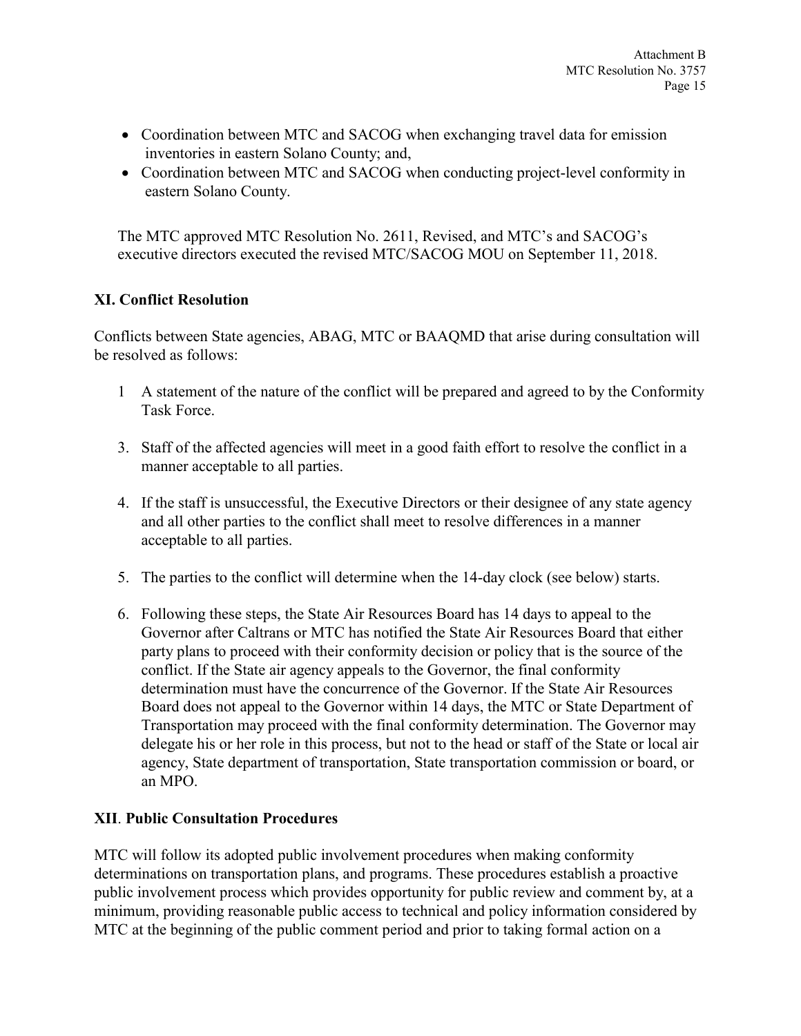- Coordination between MTC and SACOG when exchanging travel data for emission inventories in eastern Solano County; and,
- Coordination between MTC and SACOG when conducting project-level conformity in eastern Solano County.

The MTC approved MTC Resolution No. 2611, Revised, and MTC's and SACOG's executive directors executed the revised MTC/SACOG MOU on September 11, 2018.

## XI. Conflict Resolution

Conflicts between State agencies, ABAG, MTC or BAAQMD that arise during consultation will be resolved as follows:

1 A statement of the nature of the conflict will be prepared and agreed to by the Conformity Task Force.

3. Staff of the affected agencies will meet in a good faith effort to resolve the conflict in a manner acceptable to all parties.

4. If the staff is unsuccessful, the Executive Directors or their designee of any state agency and all other parties to the conflict shall meet to resolve differences in a manner acceptable to all parties.

5. The parties to the conflict will determine when the 14-day clock (see below) starts.

6. Following these steps, the State Air Resources Board has 14 days to appeal to the Governor after Caltrans or MTC has notified the State Air Resources Board that either party plans to proceed with their conformity decision or policy that is the source of the conflict. If the State air agency appeals to the Governor, the final conformity determination must have the concurrence of the Governor. If the State Air Resources Board does not appeal to the Governor within 14 days, the MTC or State Department of Transportation may proceed with the final conformity determination. The Governor may delegate his or her role in this process, but not to the head or staff of the State or local air agency, State department of transportation, State transportation commission or board, or an MPO.

## XII. Public Consultation Procedures

MTC will follow its adopted public involvement procedures when making conformity determinations on transportation plans, and programs. These procedures establish a proactive public involvement process which provides opportunity for public review and comment by, at a minimum, providing reasonable public access to technical and policy information considered by MTC at the beginning of the public comment period and prior to taking formal action on a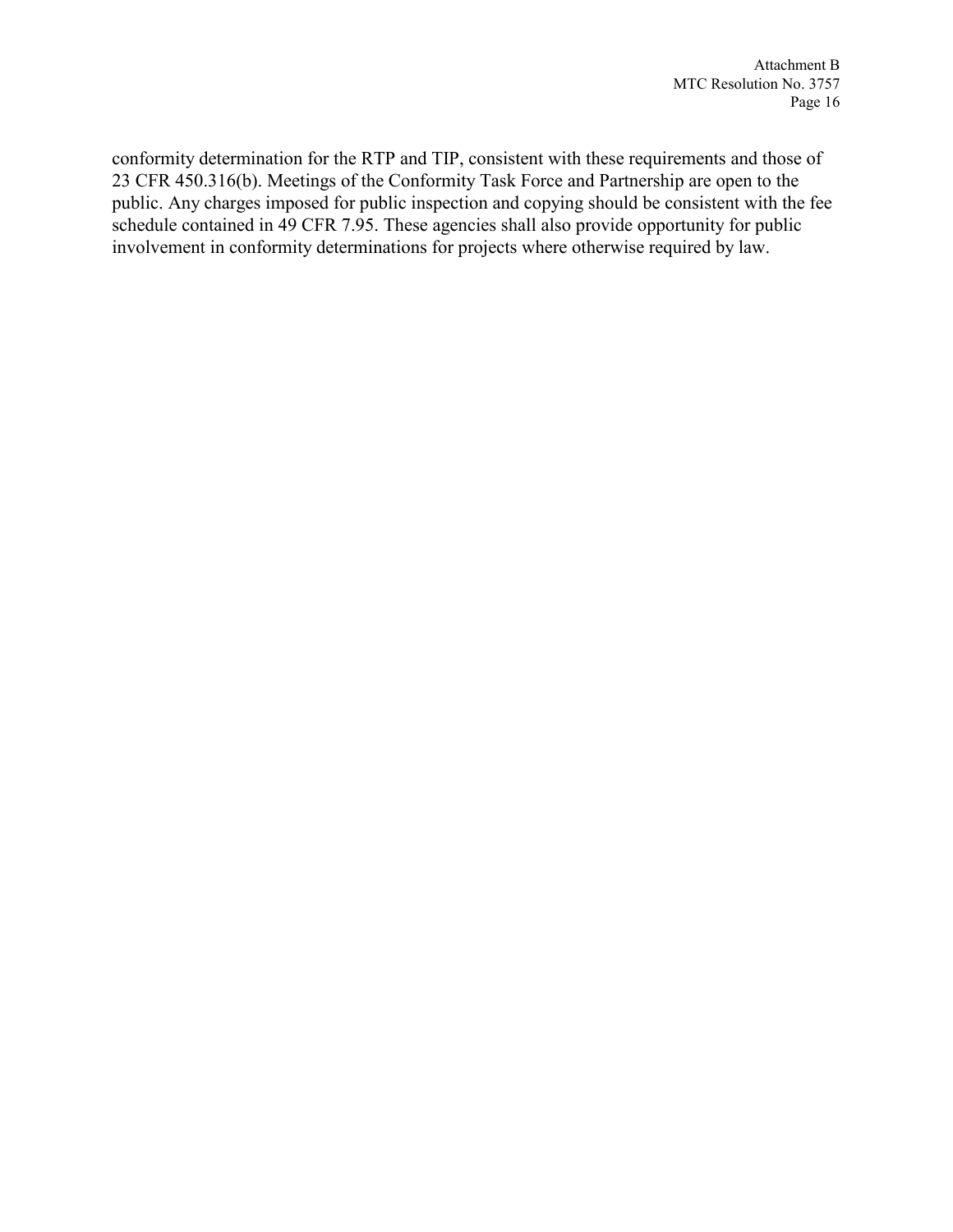conformity determination for the RTP and TIP, consistent with these requirements and those of 23 CFR 450.316(b). Meetings of the Conformity Task Force and Partnership are open to the public. Any charges imposed for public inspection and copying should be consistent with the fee schedule contained in 49 CFR 7.95. These agencies shall also provide opportunity for public involvement in conformity determinations for projects where otherwise required by law.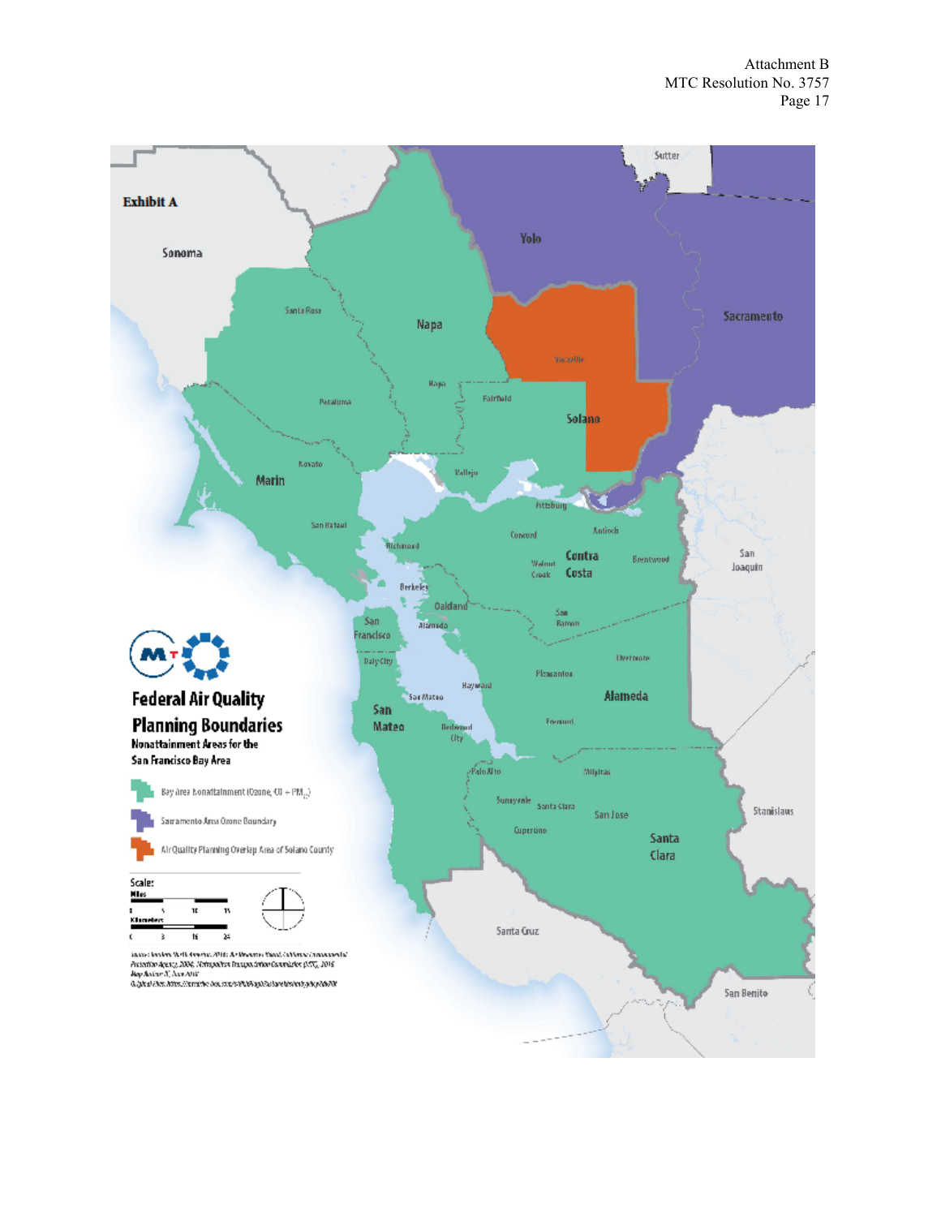Exhibit A

Sonoma

Santa Rosa

Napa

Yolo

Sutter

Sacramento

Vacaville

Napa

Fairfield

Solano

Petaluma

Novato

Marin

Vallejo

San Rafael

Pittsburg

Concord

Antioch

Richmond

Walnut Creek

Contra Costa

Brentwood

San Joaquin

Berkeley

Oakland

Alameda

San Francisco

San Ramon

Daly City

Livermore

Pleasanton

Hayward

San Mateo

Alameda

San Mateo

Redwood City

Fremont

Palo Alto

Milpitas

Sunnyvale

Santa Clara

San Jose

Cupertino

Stanislaus

Santa Clara

Santa Cruz

San Benito

**Federal Air Quality Planning Boundaries**

Nonattainment Areas for the San Francisco Bay Area

Bay Area Nonattainment (Ozone, CO + $PM_{2.5}$)

Sacramento Area Ozone Boundary

Air Quality Planning Overlap Area of Solano County

Scale:

Miles

0 5 10 15

Kilometers

0 8 16 24